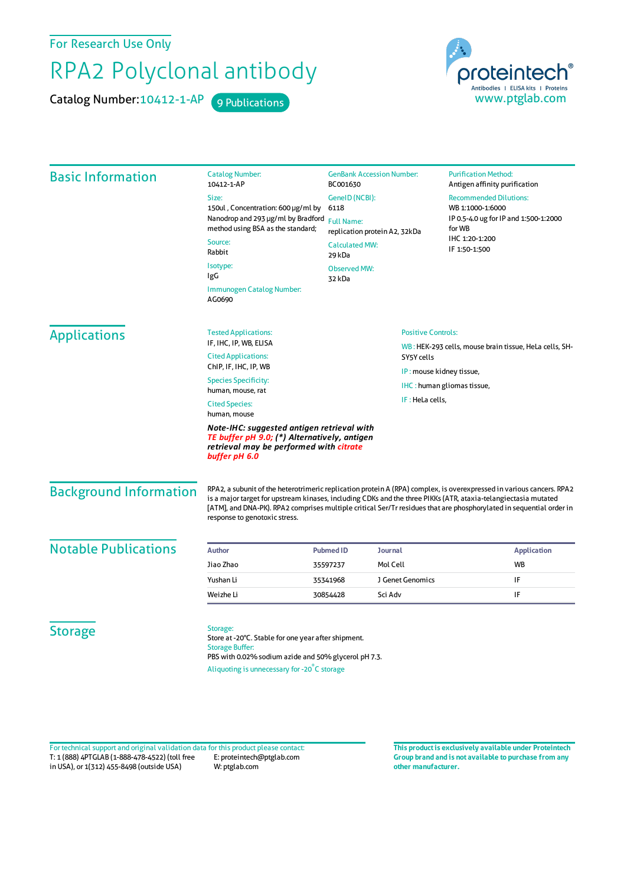For Research Use Only

# RPA2 Polyclonal antibody

Catalog Number: 10412-1-AP    9 Publications

proteintech® Antibodies | ELISA kits | Proteins
www.ptglab.com

## Basic Information

**Catalog Number:**
10412-1-AP

**Size:**
150ul , Concentration: 600 μg/ml by Nanodrop and 293 μg/ml by Bradford method using BSA as the standard;

**Source:**
Rabbit

**Isotype:**
IgG

**Immunogen Catalog Number:**
AG0690

**GenBank Accession Number:**
BC001630

**GeneID (NCBI):**
6118

**Full Name:**
replication protein A2, 32kDa

**Calculated MW:**
29 kDa

**Observed MW:**
32 kDa

**Purification Method:**
Antigen affinity purification

**Recommended Dilutions:**
WB 1:1000-1:6000
IP 0.5-4.0 ug for IP and 1:500-1:2000 for WB
IHC 1:20-1:200
IF 1:50-1:500

## Applications

**Tested Applications:**
IF, IHC, IP, WB, ELISA

**Cited Applications:**
ChIP, IF, IHC, IP, WB

**Species Specificity:**
human, mouse, rat

**Cited Species:**
human, mouse

***Note-IHC: suggested antigen retrieval with TE buffer pH 9.0; (\*) Alternatively, antigen retrieval may be performed with citrate buffer pH 6.0***

**Positive Controls:**

WB : HEK-293 cells, mouse brain tissue, HeLa cells, SH-SY5Y cells

IP : mouse kidney tissue,

IHC : human gliomas tissue,

IF : HeLa cells,

## Background Information

RPA2, a subunit of the heterotrimeric replication protein A (RPA) complex, is overexpressed in various cancers. RPA2 is a major target for upstream kinases, including CDKs and the three PIKKs (ATR, ataxia-telangiectasia mutated [ATM], and DNA-PK). RPA2 comprises multiple critical Ser/Tr residues that are phosphorylated in sequential order in response to genotoxic stress.

## Notable Publications

| Author | Pubmed ID | Journal | Application |
|---|---|---|---|
| Jiao Zhao | 35597237 | Mol Cell | WB |
| Yushan Li | 35341968 | J Genet Genomics | IF |
| Weizhe Li | 30854428 | Sci Adv | IF |

## Storage

**Storage:**
Store at -20°C. Stable for one year after shipment.

**Storage Buffer:**
PBS with 0.02% sodium azide and 50% glycerol pH 7.3.

Aliquoting is unnecessary for -20°C storage

For technical support and original validation data for this product please contact:
T: 1 (888) 4PTGLAB (1-888-478-4522) (toll free in USA), or 1(312) 455-8498 (outside USA)
E: proteintech@ptglab.com
W: ptglab.com

**This product is exclusively available under Proteintech Group brand and is not available to purchase from any other manufacturer.**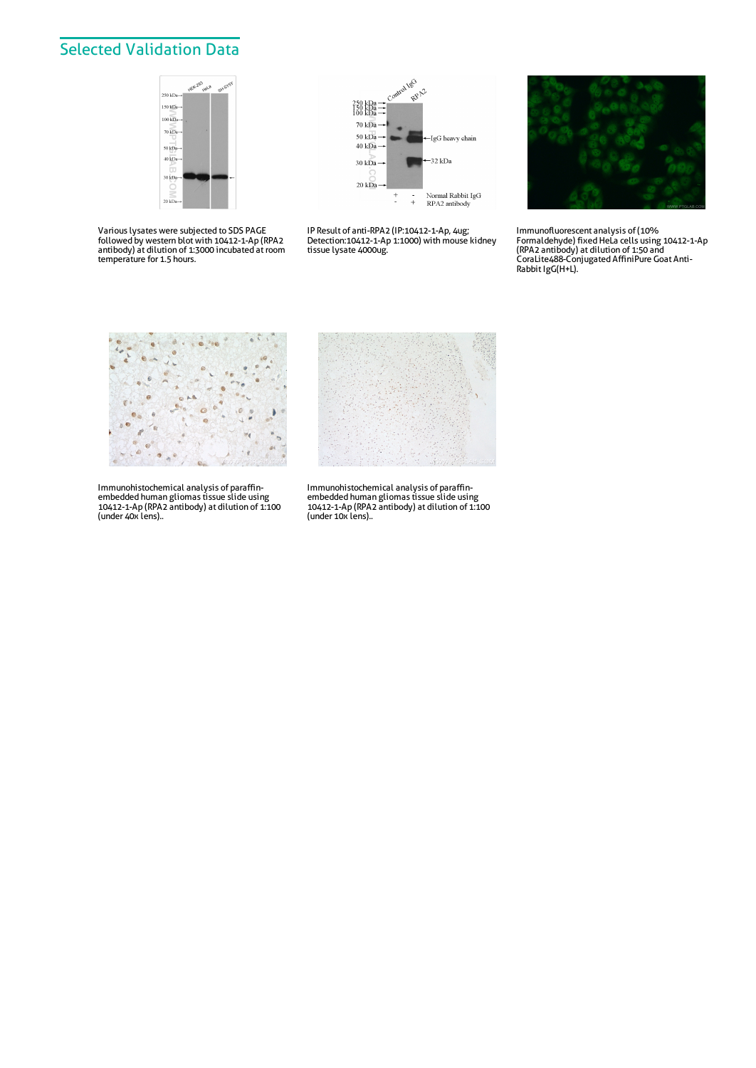## Selected Validation Data

250 kDa
150 kDa
100 kDa
70 kDa
50 kDa
40 kDa
30 kDa
20 kDa
HEK-293
HeLa
SH-SY5Y

Various lysates were subjected to SDS PAGE followed by western blot with 10412-1-Ap (RPA2 antibody) at dilution of 1:3000 incubated at room temperature for 1.5 hours.

Control IgG
RPA2
250 kDa
150 kDa
100 kDa
70 kDa
50 kDa
40 kDa
30 kDa
20 kDa
IgG heavy chain
32 kDa
+ - Normal Rabbit IgG
- + RPA2 antibody

IP Result of anti-RPA2 (IP:10412-1-Ap, 4ug; Detection:10412-1-Ap 1:1000) with mouse kidney tissue lysate 4000ug.

Immunofluorescent analysis of (10% Formaldehyde) fixed HeLa cells using 10412-1-Ap (RPA2 antibody) at dilution of 1:50 and CoraLite488-Conjugated AffiniPure Goat Anti-Rabbit IgG(H+L).

Immunohistochemical analysis of paraffin-embedded human gliomas tissue slide using 10412-1-Ap (RPA2 antibody) at dilution of 1:100 (under 40x lens)..

Immunohistochemical analysis of paraffin-embedded human gliomas tissue slide using 10412-1-Ap (RPA2 antibody) at dilution of 1:100 (under 10x lens)..